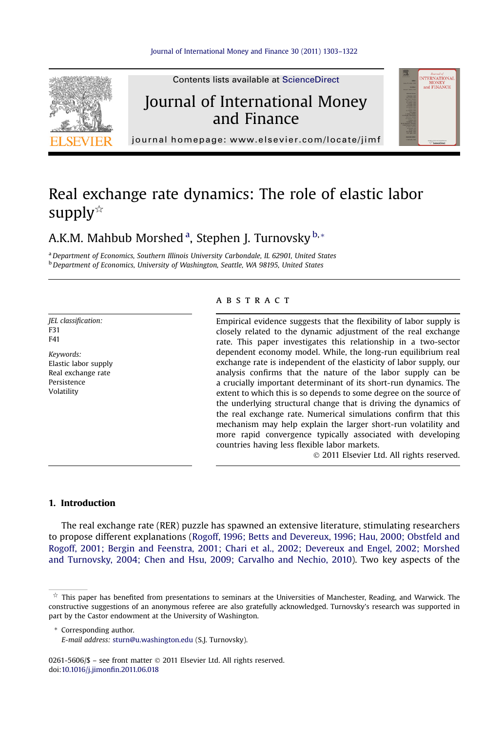Contents lists available at ScienceDirect

# Journal of International Money and Finance

journal homepage: www.elsevier.com/locate/jimf

# Real exchange rate dynamics: The role of elastic labor supply☆

A.K.M. Mahbub Morshed [a], Stephen J. Turnovsky [b,*]

[a] Department of Economics, Southern Illinois University Carbondale, IL 62901, United States
[b] Department of Economics, University of Washington, Seattle, WA 98195, United States

*JEL classification:*
F31
F41

*Keywords:*
Elastic labor supply
Real exchange rate
Persistence
Volatility

## ABSTRACT

Empirical evidence suggests that the flexibility of labor supply is closely related to the dynamic adjustment of the real exchange rate. This paper investigates this relationship in a two-sector dependent economy model. While, the long-run equilibrium real exchange rate is independent of the elasticity of labor supply, our analysis confirms that the nature of the labor supply can be a crucially important determinant of its short-run dynamics. The extent to which this is so depends to some degree on the source of the underlying structural change that is driving the dynamics of the real exchange rate. Numerical simulations confirm that this mechanism may help explain the larger short-run volatility and more rapid convergence typically associated with developing countries having less flexible labor markets.

© 2011 Elsevier Ltd. All rights reserved.

## 1. Introduction

The real exchange rate (RER) puzzle has spawned an extensive literature, stimulating researchers to propose different explanations (Rogoff, 1996; Betts and Devereux, 1996; Hau, 2000; Obstfeld and Rogoff, 2001; Bergin and Feenstra, 2001; Chari et al., 2002; Devereux and Engel, 2002; Morshed and Turnovsky, 2004; Chen and Hsu, 2009; Carvalho and Nechio, 2010). Two key aspects of the

☆ This paper has benefited from presentations to seminars at the Universities of Manchester, Reading, and Warwick. The constructive suggestions of an anonymous referee are also gratefully acknowledged. Turnovsky's research was supported in part by the Castor endowment at the University of Washington.

\* Corresponding author.
*E-mail address:* sturn@u.washington.edu (S.J. Turnovsky).

0261-5606/$ – see front matter © 2011 Elsevier Ltd. All rights reserved.
doi:10.1016/j.jimonfin.2011.06.018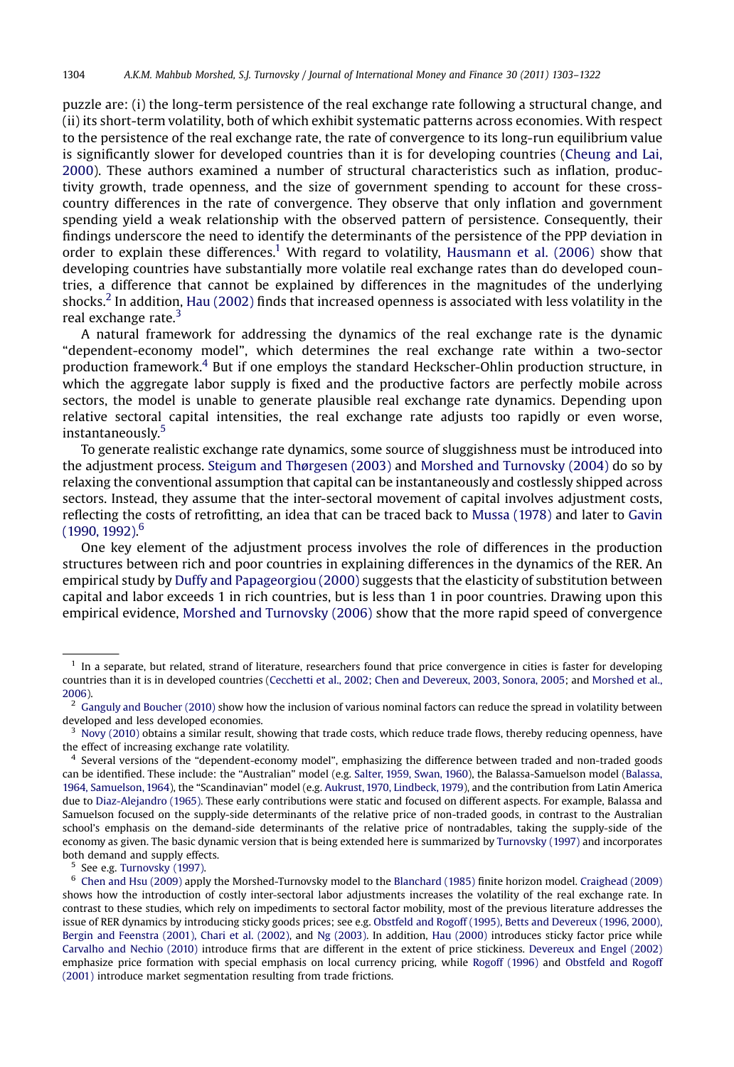puzzle are: (i) the long-term persistence of the real exchange rate following a structural change, and (ii) its short-term volatility, both of which exhibit systematic patterns across economies. With respect to the persistence of the real exchange rate, the rate of convergence to its long-run equilibrium value is significantly slower for developed countries than it is for developing countries (Cheung and Lai, 2000). These authors examined a number of structural characteristics such as inflation, productivity growth, trade openness, and the size of government spending to account for these cross-country differences in the rate of convergence. They observe that only inflation and government spending yield a weak relationship with the observed pattern of persistence. Consequently, their findings underscore the need to identify the determinants of the persistence of the PPP deviation in order to explain these differences.[1] With regard to volatility, Hausmann et al. (2006) show that developing countries have substantially more volatile real exchange rates than do developed countries, a difference that cannot be explained by differences in the magnitudes of the underlying shocks.[2] In addition, Hau (2002) finds that increased openness is associated with less volatility in the real exchange rate.[3]

A natural framework for addressing the dynamics of the real exchange rate is the dynamic "dependent-economy model", which determines the real exchange rate within a two-sector production framework.[4] But if one employs the standard Heckscher-Ohlin production structure, in which the aggregate labor supply is fixed and the productive factors are perfectly mobile across sectors, the model is unable to generate plausible real exchange rate dynamics. Depending upon relative sectoral capital intensities, the real exchange rate adjusts too rapidly or even worse, instantaneously.[5]

To generate realistic exchange rate dynamics, some source of sluggishness must be introduced into the adjustment process. Steigum and Thørgesen (2003) and Morshed and Turnovsky (2004) do so by relaxing the conventional assumption that capital can be instantaneously and costlessly shipped across sectors. Instead, they assume that the inter-sectoral movement of capital involves adjustment costs, reflecting the costs of retrofitting, an idea that can be traced back to Mussa (1978) and later to Gavin (1990, 1992).[6]

One key element of the adjustment process involves the role of differences in the production structures between rich and poor countries in explaining differences in the dynamics of the RER. An empirical study by Duffy and Papageorgiou (2000) suggests that the elasticity of substitution between capital and labor exceeds 1 in rich countries, but is less than 1 in poor countries. Drawing upon this empirical evidence, Morshed and Turnovsky (2006) show that the more rapid speed of convergence

---

[1] In a separate, but related, strand of literature, researchers found that price convergence in cities is faster for developing countries than it is in developed countries (Cecchetti et al., 2002; Chen and Devereux, 2003, Sonora, 2005; and Morshed et al., 2006).

[2] Ganguly and Boucher (2010) show how the inclusion of various nominal factors can reduce the spread in volatility between developed and less developed economies.

[3] Novy (2010) obtains a similar result, showing that trade costs, which reduce trade flows, thereby reducing openness, have the effect of increasing exchange rate volatility.

[4] Several versions of the "dependent-economy model", emphasizing the difference between traded and non-traded goods can be identified. These include: the "Australian" model (e.g. Salter, 1959, Swan, 1960), the Balassa-Samuelson model (Balassa, 1964, Samuelson, 1964), the "Scandinavian" model (e.g. Aukrust, 1970, Lindbeck, 1979), and the contribution from Latin America due to Diaz-Alejandro (1965). These early contributions were static and focused on different aspects. For example, Balassa and Samuelson focused on the supply-side determinants of the relative price of non-traded goods, in contrast to the Australian school's emphasis on the demand-side determinants of the relative price of nontradables, taking the supply-side of the economy as given. The basic dynamic version that is being extended here is summarized by Turnovsky (1997) and incorporates both demand and supply effects.

[5] See e.g. Turnovsky (1997).

[6] Chen and Hsu (2009) apply the Morshed-Turnovsky model to the Blanchard (1985) finite horizon model. Craighead (2009) shows how the introduction of costly inter-sectoral labor adjustments increases the volatility of the real exchange rate. In contrast to these studies, which rely on impediments to sectoral factor mobility, most of the previous literature addresses the issue of RER dynamics by introducing sticky goods prices; see e.g. Obstfeld and Rogoff (1995), Betts and Devereux (1996, 2000), Bergin and Feenstra (2001), Chari et al. (2002), and Ng (2003). In addition, Hau (2000) introduces sticky factor price while Carvalho and Nechio (2010) introduce firms that are different in the extent of price stickiness. Devereux and Engel (2002) emphasize price formation with special emphasis on local currency pricing, while Rogoff (1996) and Obstfeld and Rogoff (2001) introduce market segmentation resulting from trade frictions.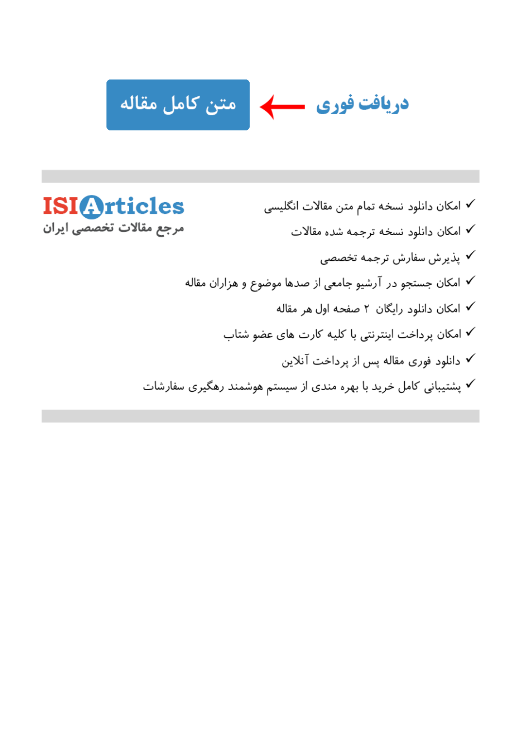دریافت فوری ← متن کامل مقاله

**ISIArticles**
مرجع مقالات تخصصی ایران

- ✓ امکان دانلود نسخه تمام متن مقالات انگلیسی
- ✓ امکان دانلود نسخه ترجمه شده مقالات
- ✓ پذیرش سفارش ترجمه تخصصی
- ✓ امکان جستجو در آرشیو جامعی از صدها موضوع و هزاران مقاله
- ✓ امکان دانلود رایگان ۲ صفحه اول هر مقاله
- ✓ امکان پرداخت اینترنتی با کلیه کارت های عضو شتاب
- ✓ دانلود فوری مقاله پس از پرداخت آنلاین
- ✓ پشتیبانی کامل خرید با بهره مندی از سیستم هوشمند رهگیری سفارشات